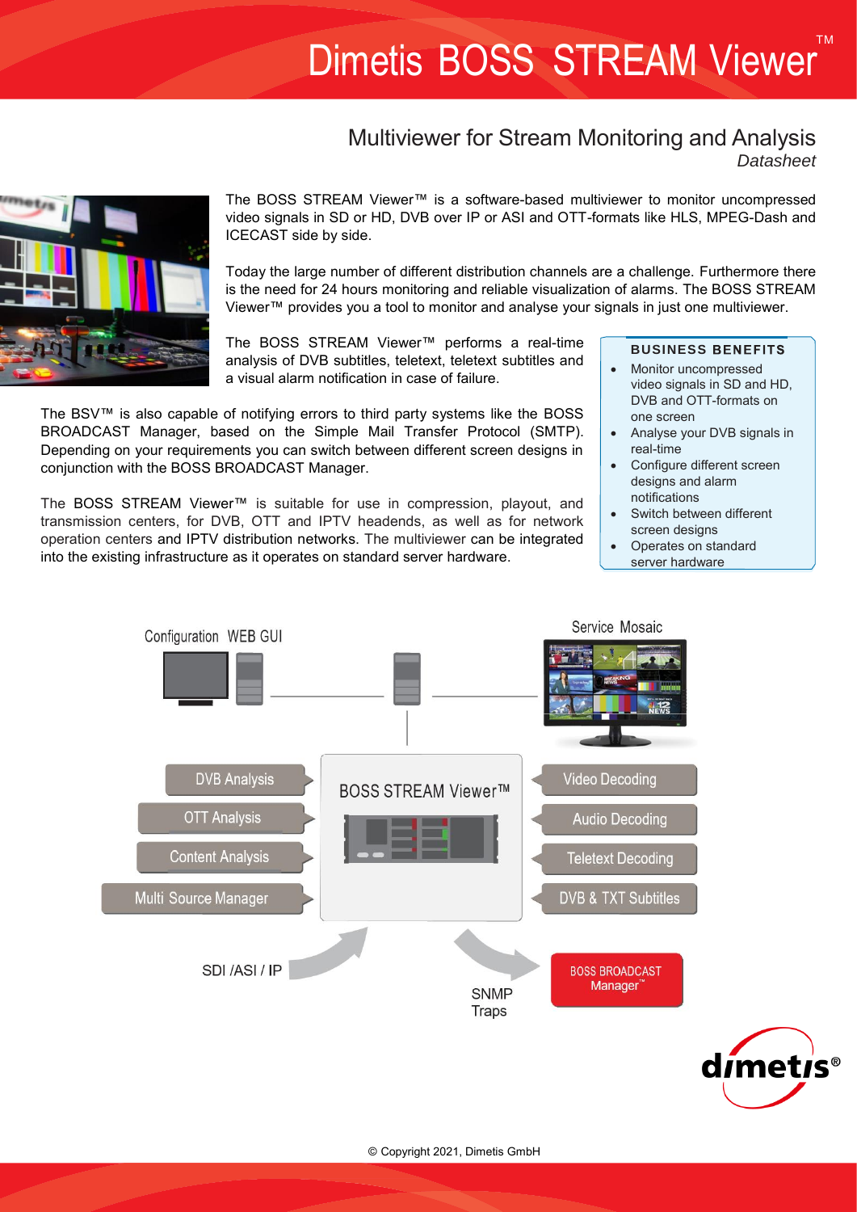# Dimetis BOSS STREAM Viewer™

## Multiviewer for Stream Monitoring and Analysis

*Datasheet*

The BOSS STREAM Viewer™ is a software-based multiviewer to monitor uncompressed video signals in SD or HD, DVB over IP or ASI and OTT-formats like HLS, MPEG-Dash and ICECAST side by side.

Today the large number of different distribution channels are a challenge. Furthermore there is the need for 24 hours monitoring and reliable visualization of alarms. The BOSS STREAM Viewer™ provides you a tool to monitor and analyse your signals in just one multiviewer.

The BOSS STREAM Viewer™ performs a real-time analysis of DVB subtitles, teletext, teletext subtitles and a visual alarm notification in case of failure.

The BSV™ is also capable of notifying errors to third party systems like the BOSS BROADCAST Manager, based on the Simple Mail Transfer Protocol (SMTP). Depending on your requirements you can switch between different screen designs in conjunction with the BOSS BROADCAST Manager.

The BOSS STREAM Viewer™ is suitable for use in compression, playout, and transmission centers, for DVB, OTT and IPTV headends, as well as for network operation centers and IPTV distribution networks. The multiviewer can be integrated into the existing infrastructure as it operates on standard server hardware.

### BUSINESS BENEFITS

- Monitor uncompressed video signals in SD and HD, DVB and OTT-formats on one screen
- Analyse your DVB signals in real-time
- Configure different screen designs and alarm notifications
- Switch between different screen designs
- Operates on standard server hardware

Configuration WEB GUI

Service Mosaic

BOSS STREAM Viewer™

DVB Analysis

OTT Analysis

Content Analysis

Multi Source Manager

Video Decoding

Audio Decoding

Teletext Decoding

DVB & TXT Subtitles

SDI /ASI / IP

SNMP Traps

BOSS BROADCAST Manager™

© Copyright 2021, Dimetis GmbH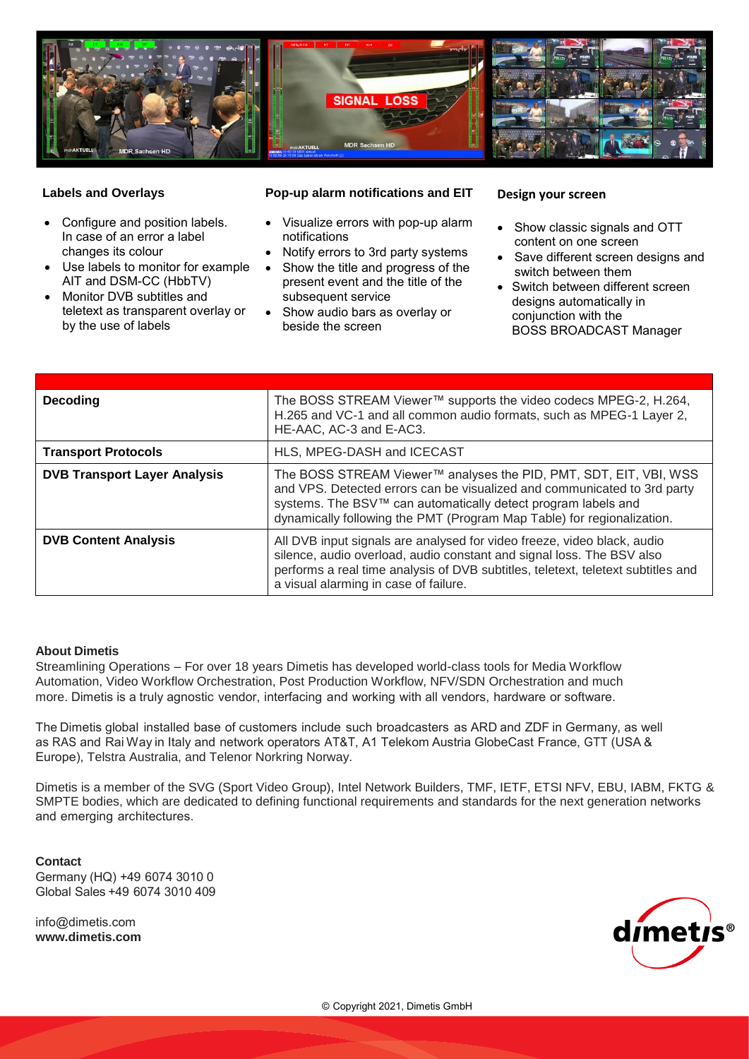### Labels and Overlays

- Configure and position labels. In case of an error a label changes its colour
- Use labels to monitor for example AIT and DSM-CC (HbbTV)
- Monitor DVB subtitles and teletext as transparent overlay or by the use of labels

### Pop-up alarm notifications and EIT

- Visualize errors with pop-up alarm notifications
- Notify errors to 3rd party systems
- Show the title and progress of the present event and the title of the subsequent service
- Show audio bars as overlay or beside the screen

### Design your screen

- Show classic signals and OTT content on one screen
- Save different screen designs and switch between them
- Switch between different screen designs automatically in conjunction with the BOSS BROADCAST Manager

| | |
|---|---|
| **Decoding** | The BOSS STREAM Viewer™ supports the video codecs MPEG-2, H.264, H.265 and VC-1 and all common audio formats, such as MPEG-1 Layer 2, HE-AAC, AC-3 and E-AC3. |
| **Transport Protocols** | HLS, MPEG-DASH and ICECAST |
| **DVB Transport Layer Analysis** | The BOSS STREAM Viewer™ analyses the PID, PMT, SDT, EIT, VBI, WSS and VPS. Detected errors can be visualized and communicated to 3rd party systems. The BSV™ can automatically detect program labels and dynamically following the PMT (Program Map Table) for regionalization. |
| **DVB Content Analysis** | All DVB input signals are analysed for video freeze, video black, audio silence, audio overload, audio constant and signal loss. The BSV also performs a real time analysis of DVB subtitles, teletext, teletext subtitles and a visual alarming in case of failure. |

**About Dimetis**

Streamlining Operations – For over 18 years Dimetis has developed world-class tools for Media Workflow Automation, Video Workflow Orchestration, Post Production Workflow, NFV/SDN Orchestration and much more. Dimetis is a truly agnostic vendor, interfacing and working with all vendors, hardware or software.

The Dimetis global installed base of customers include such broadcasters as ARD and ZDF in Germany, as well as RAS and Rai Way in Italy and network operators AT&T, A1 Telekom Austria GlobeCast France, GTT (USA & Europe), Telstra Australia, and Telenor Norkring Norway.

Dimetis is a member of the SVG (Sport Video Group), Intel Network Builders, TMF, IETF, ETSI NFV, EBU, IABM, FKTG & SMPTE bodies, which are dedicated to defining functional requirements and standards for the next generation networks and emerging architectures.

**Contact**

Germany (HQ) +49 6074 3010 0
Global Sales +49 6074 3010 409

info@dimetis.com
**www.dimetis.com**

© Copyright 2021, Dimetis GmbH